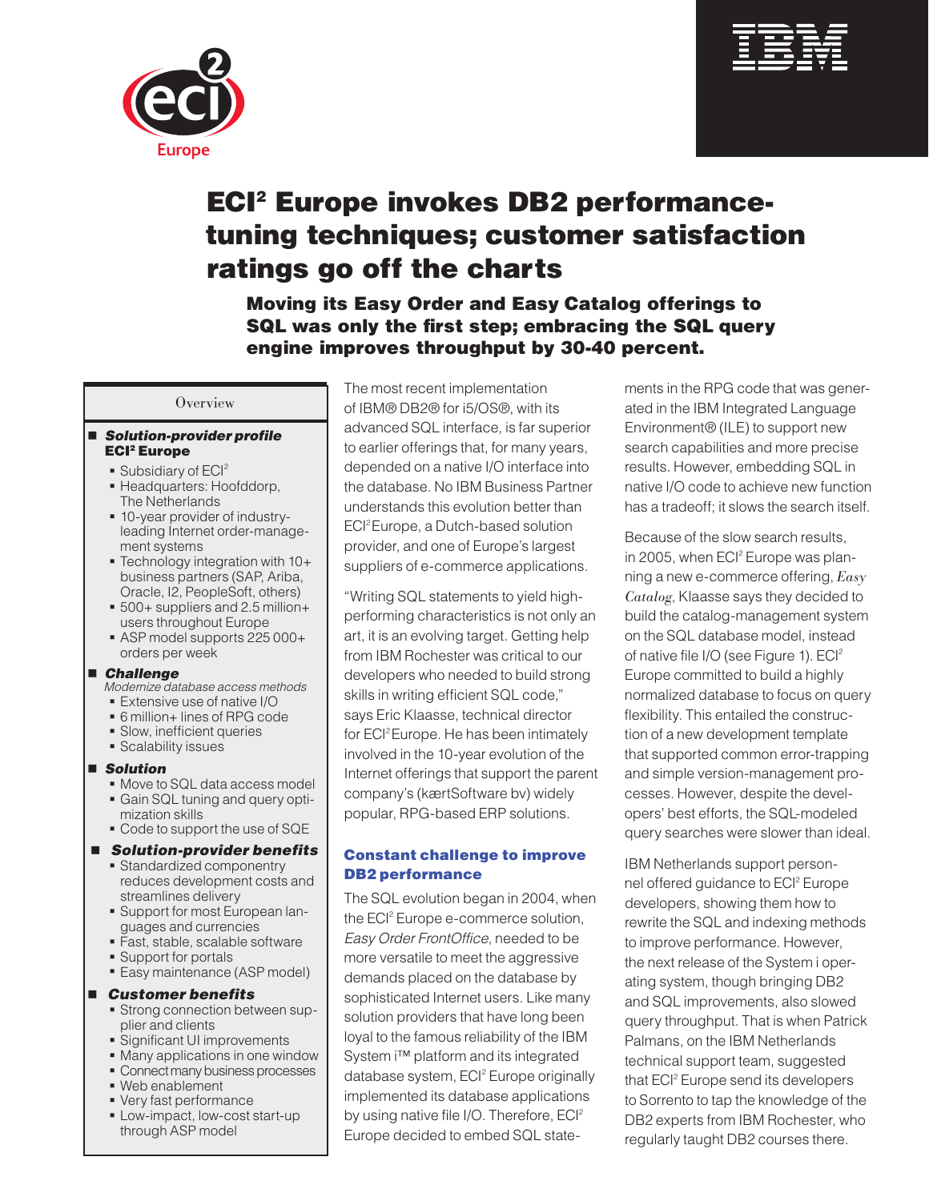# ECI² Europe invokes DB2 performance-tuning techniques; customer satisfaction ratings go off the charts

### Moving its Easy Order and Easy Catalog offerings to SQL was only the first step; embracing the SQL query engine improves throughput by 30-40 percent.

**Overview**

- ***Solution-provider profile***
  **ECI² Europe**
  - Subsidiary of ECI²
  - Headquarters: Hoofddorp, The Netherlands
  - 10-year provider of industry-leading Internet order-management systems
  - Technology integration with 10+ business partners (SAP, Ariba, Oracle, I2, PeopleSoft, others)
  - 500+ suppliers and 2.5 million+ users throughout Europe
  - ASP model supports 225 000+ orders per week
- ***Challenge***
  *Modernize database access methods*
  - Extensive use of native I/O
  - 6 million+ lines of RPG code
  - Slow, inefficient queries
  - Scalability issues
- ***Solution***
  - Move to SQL data access model
  - Gain SQL tuning and query optimization skills
  - Code to support the use of SQE
- ***Solution-provider benefits***
  - Standardized componentry reduces development costs and streamlines delivery
  - Support for most European languages and currencies
  - Fast, stable, scalable software
  - Support for portals
  - Easy maintenance (ASP model)
- ***Customer benefits***
  - Strong connection between supplier and clients
  - Significant UI improvements
  - Many applications in one window
  - Connect many business processes
  - Web enablement
  - Very fast performance
  - Low-impact, low-cost start-up through ASP model

The most recent implementation of IBM® DB2® for i5/OS®, with its advanced SQL interface, is far superior to earlier offerings that, for many years, depended on a native I/O interface into the database. No IBM Business Partner understands this evolution better than ECI² Europe, a Dutch-based solution provider, and one of Europe's largest suppliers of e-commerce applications.

"Writing SQL statements to yield high-performing characteristics is not only an art, it is an evolving target. Getting help from IBM Rochester was critical to our developers who needed to build strong skills in writing efficient SQL code," says Eric Klaasse, technical director for ECI² Europe. He has been intimately involved in the 10-year evolution of the Internet offerings that support the parent company's (kærtSoftware bv) widely popular, RPG-based ERP solutions.

## Constant challenge to improve DB2 performance

The SQL evolution began in 2004, when the ECI² Europe e-commerce solution, *Easy Order FrontOffice*, needed to be more versatile to meet the aggressive demands placed on the database by sophisticated Internet users. Like many solution providers that have long been loyal to the famous reliability of the IBM System i™ platform and its integrated database system, ECI² Europe originally implemented its database applications by using native file I/O. Therefore, ECI² Europe decided to embed SQL statements in the RPG code that was generated in the IBM Integrated Language Environment® (ILE) to support new search capabilities and more precise results. However, embedding SQL in native I/O code to achieve new function has a tradeoff; it slows the search itself.

Because of the slow search results, in 2005, when ECI² Europe was planning a new e-commerce offering, *Easy Catalog*, Klaasse says they decided to build the catalog-management system on the SQL database model, instead of native file I/O (see Figure 1). ECI² Europe committed to build a highly normalized database to focus on query flexibility. This entailed the construction of a new development template that supported common error-trapping and simple version-management processes. However, despite the developers' best efforts, the SQL-modeled query searches were slower than ideal.

IBM Netherlands support personnel offered guidance to ECI² Europe developers, showing them how to rewrite the SQL and indexing methods to improve performance. However, the next release of the System i operating system, though bringing DB2 and SQL improvements, also slowed query throughput. That is when Patrick Palmans, on the IBM Netherlands technical support team, suggested that ECI² Europe send its developers to Sorrento to tap the knowledge of the DB2 experts from IBM Rochester, who regularly taught DB2 courses there.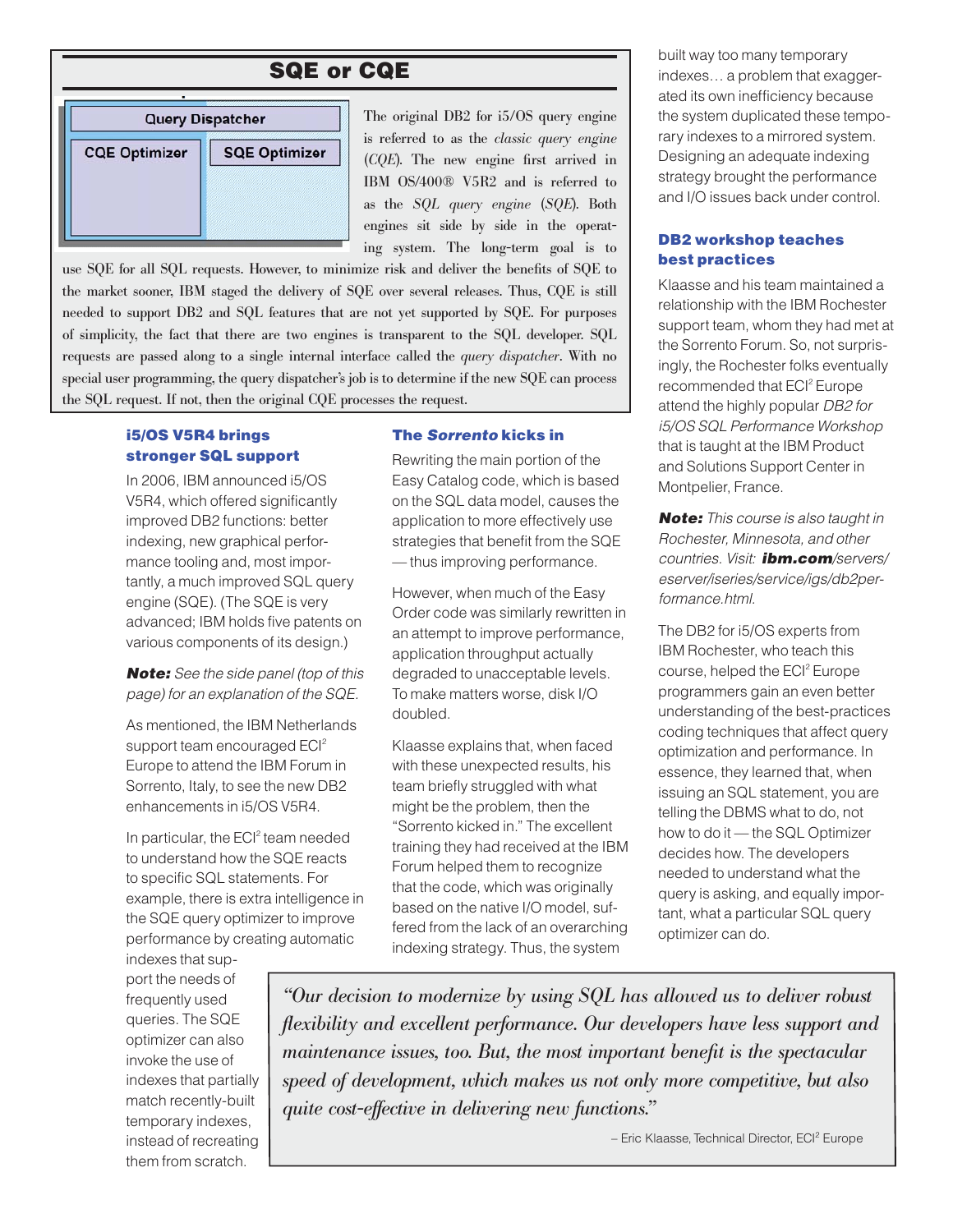## SQE or CQE

Query Dispatcher

CQE Optimizer | SQE Optimizer

The original DB2 for i5/OS query engine is referred to as the *classic query engine* (*CQE*). The new engine first arrived in IBM OS/400® V5R2 and is referred to as the *SQL query engine* (*SQE*). Both engines sit side by side in the operating system. The long-term goal is to use SQE for all SQL requests. However, to minimize risk and deliver the benefits of SQE to the market sooner, IBM staged the delivery of SQE over several releases. Thus, CQE is still needed to support DB2 and SQL features that are not yet supported by SQE. For purposes of simplicity, the fact that there are two engines is transparent to the SQL developer. SQL requests are passed along to a single internal interface called the *query dispatcher*. With no special user programming, the query dispatcher's job is to determine if the new SQE can process the SQL request. If not, then the original CQE processes the request.

### i5/OS V5R4 brings stronger SQL support

In 2006, IBM announced i5/OS V5R4, which offered significantly improved DB2 functions: better indexing, new graphical performance tooling and, most importantly, a much improved SQL query engine (SQE). (The SQE is very advanced; IBM holds five patents on various components of its design.)

***Note:*** *See the side panel (top of this page) for an explanation of the SQE.*

As mentioned, the IBM Netherlands support team encouraged ECI[2] Europe to attend the IBM Forum in Sorrento, Italy, to see the new DB2 enhancements in i5/OS V5R4.

In particular, the ECI[2] team needed to understand how the SQE reacts to specific SQL statements. For example, there is extra intelligence in the SQE query optimizer to improve performance by creating automatic indexes that support the needs of frequently used queries. The SQE optimizer can also invoke the use of indexes that partially match recently-built temporary indexes, instead of recreating them from scratch.

### The *Sorrento* kicks in

Rewriting the main portion of the Easy Catalog code, which is based on the SQL data model, causes the application to more effectively use strategies that benefit from the SQE — thus improving performance.

However, when much of the Easy Order code was similarly rewritten in an attempt to improve performance, application throughput actually degraded to unacceptable levels. To make matters worse, disk I/O doubled.

Klaasse explains that, when faced with these unexpected results, his team briefly struggled with what might be the problem, then the "Sorrento kicked in." The excellent training they had received at the IBM Forum helped them to recognize that the code, which was originally based on the native I/O model, suffered from the lack of an overarching indexing strategy. Thus, the system built way too many temporary indexes… a problem that exaggerated its own inefficiency because the system duplicated these temporary indexes to a mirrored system. Designing an adequate indexing strategy brought the performance and I/O issues back under control.

### DB2 workshop teaches best practices

Klaasse and his team maintained a relationship with the IBM Rochester support team, whom they had met at the Sorrento Forum. So, not surprisingly, the Rochester folks eventually recommended that ECI[2] Europe attend the highly popular *DB2 for i5/OS SQL Performance Workshop* that is taught at the IBM Product and Solutions Support Center in Montpelier, France.

***Note:*** *This course is also taught in Rochester, Minnesota, and other countries. Visit:* ***ibm.com****/servers/eserver/iseries/service/igs/db2performance.html.*

The DB2 for i5/OS experts from IBM Rochester, who teach this course, helped the ECI[2] Europe programmers gain an even better understanding of the best-practices coding techniques that affect query optimization and performance. In essence, they learned that, when issuing an SQL statement, you are telling the DBMS what to do, not how to do it — the SQL Optimizer decides how. The developers needed to understand what the query is asking, and equally important, what a particular SQL query optimizer can do.

> *"Our decision to modernize by using SQL has allowed us to deliver robust flexibility and excellent performance. Our developers have less support and maintenance issues, too. But, the most important benefit is the spectacular speed of development, which makes us not only more competitive, but also quite cost-effective in delivering new functions."*
>
> – Eric Klaasse, Technical Director, ECI[2] Europe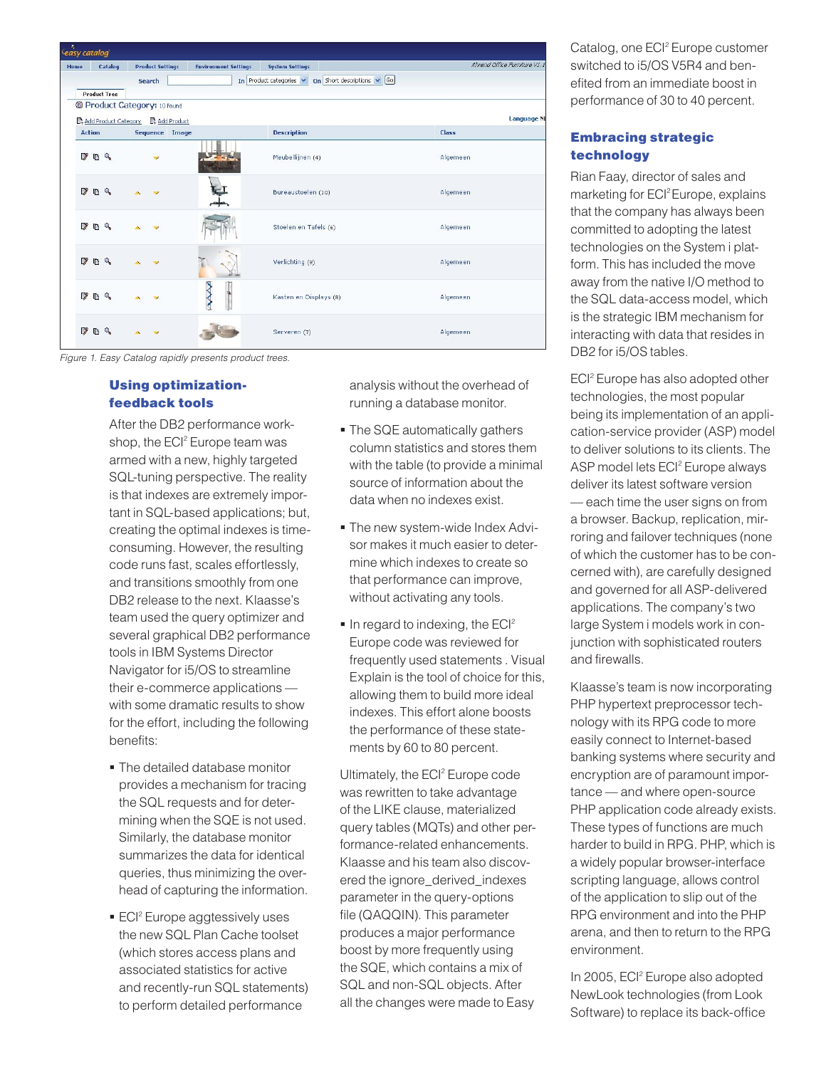Figure 1. Easy Catalog rapidly presents product trees.

## Using optimization-feedback tools

After the DB2 performance workshop, the ECI[2] Europe team was armed with a new, highly targeted SQL-tuning perspective. The reality is that indexes are extremely important in SQL-based applications; but, creating the optimal indexes is time-consuming. However, the resulting code runs fast, scales effortlessly, and transitions smoothly from one DB2 release to the next. Klaasse's team used the query optimizer and several graphical DB2 performance tools in IBM Systems Director Navigator for i5/OS to streamline their e-commerce applications — with some dramatic results to show for the effort, including the following benefits:

- The detailed database monitor provides a mechanism for tracing the SQL requests and for determining when the SQE is not used. Similarly, the database monitor summarizes the data for identical queries, thus minimizing the overhead of capturing the information.
- ECI[2] Europe aggtessively uses the new SQL Plan Cache toolset (which stores access plans and associated statistics for active and recently-run SQL statements) to perform detailed performance analysis without the overhead of running a database monitor.
- The SQE automatically gathers column statistics and stores them with the table (to provide a minimal source of information about the data when no indexes exist.
- The new system-wide Index Advisor makes it much easier to determine which indexes to create so that performance can improve, without activating any tools.
- In regard to indexing, the ECI[2] Europe code was reviewed for frequently used statements . Visual Explain is the tool of choice for this, allowing them to build more ideal indexes. This effort alone boosts the performance of these statements by 60 to 80 percent.

Ultimately, the ECI[2] Europe code was rewritten to take advantage of the LIKE clause, materialized query tables (MQTs) and other performance-related enhancements. Klaasse and his team also discovered the ignore_derived_indexes parameter in the query-options file (QAQQIN). This parameter produces a major performance boost by more frequently using the SQE, which contains a mix of SQL and non-SQL objects. After all the changes were made to Easy Catalog, one ECI[2] Europe customer switched to i5/OS V5R4 and benefited from an immediate boost in performance of 30 to 40 percent.

## Embracing strategic technology

Rian Faay, director of sales and marketing for ECI[2] Europe, explains that the company has always been committed to adopting the latest technologies on the System i platform. This has included the move away from the native I/O method to the SQL data-access model, which is the strategic IBM mechanism for interacting with data that resides in DB2 for i5/OS tables.

ECI[2] Europe has also adopted other technologies, the most popular being its implementation of an application-service provider (ASP) model to deliver solutions to its clients. The ASP model lets ECI[2] Europe always deliver its latest software version — each time the user signs on from a browser. Backup, replication, mirroring and failover techniques (none of which the customer has to be concerned with), are carefully designed and governed for all ASP-delivered applications. The company's two large System i models work in conjunction with sophisticated routers and firewalls.

Klaasse's team is now incorporating PHP hypertext preprocessor technology with its RPG code to more easily connect to Internet-based banking systems where security and encryption are of paramount importance — and where open-source PHP application code already exists. These types of functions are much harder to build in RPG. PHP, which is a widely popular browser-interface scripting language, allows control of the application to slip out of the RPG environment and into the PHP arena, and then to return to the RPG environment.

In 2005, ECI[2] Europe also adopted NewLook technologies (from Look Software) to replace its back-office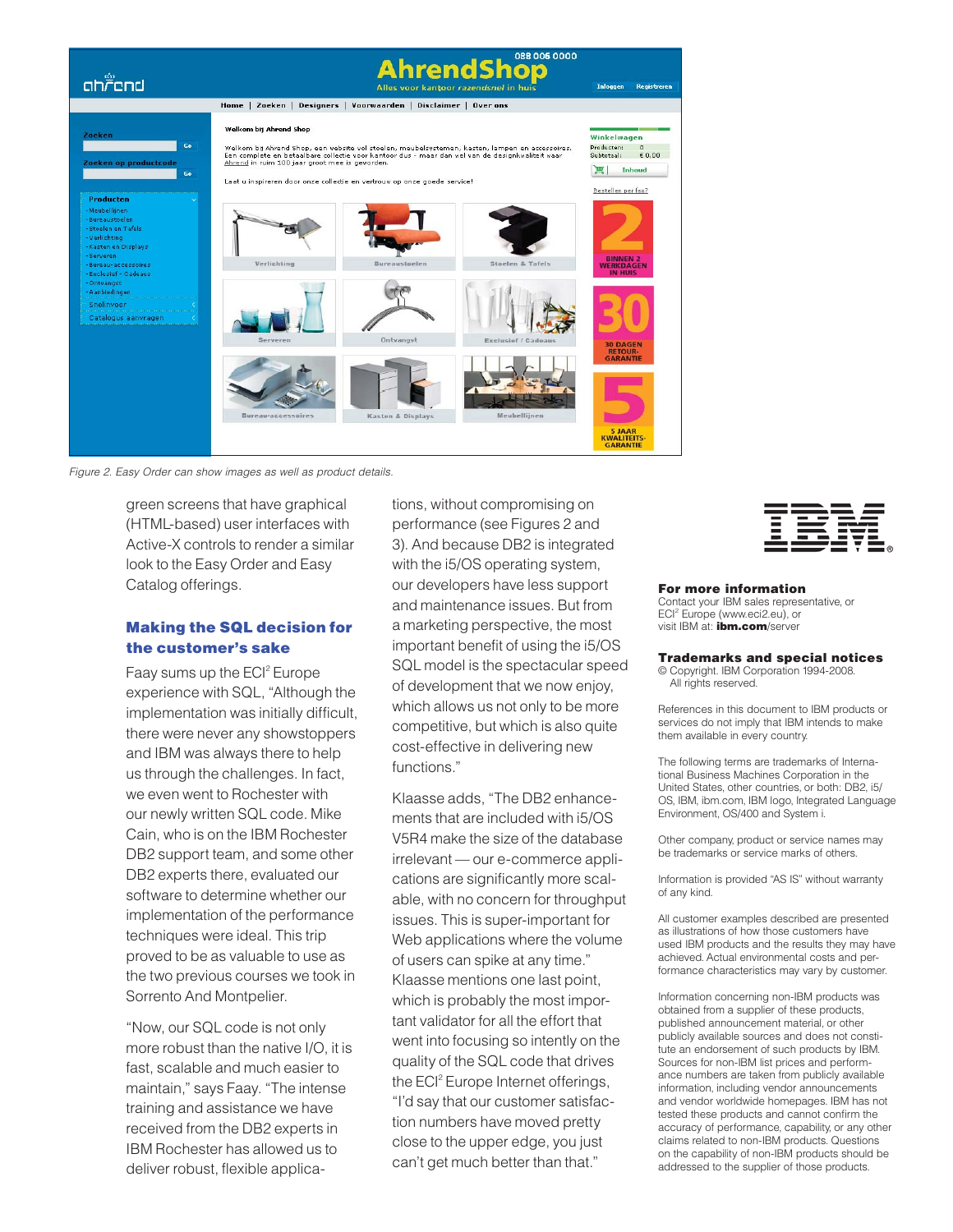Figure 2. Easy Order can show images as well as product details.

green screens that have graphical (HTML-based) user interfaces with Active-X controls to render a similar look to the Easy Order and Easy Catalog offerings.

## Making the SQL decision for the customer's sake

Faay sums up the ECI² Europe experience with SQL, "Although the implementation was initially difficult, there were never any showstoppers and IBM was always there to help us through the challenges. In fact, we even went to Rochester with our newly written SQL code. Mike Cain, who is on the IBM Rochester DB2 support team, and some other DB2 experts there, evaluated our software to determine whether our implementation of the performance techniques were ideal. This trip proved to be as valuable to use as the two previous courses we took in Sorrento And Montpelier.

"Now, our SQL code is not only more robust than the native I/O, it is fast, scalable and much easier to maintain," says Faay. "The intense training and assistance we have received from the DB2 experts in IBM Rochester has allowed us to deliver robust, flexible applications, without compromising on performance (see Figures 2 and 3). And because DB2 is integrated with the i5/OS operating system, our developers have less support and maintenance issues. But from a marketing perspective, the most important benefit of using the i5/OS SQL model is the spectacular speed of development that we now enjoy, which allows us not only to be more competitive, but which is also quite cost-effective in delivering new functions."

Klaasse adds, "The DB2 enhancements that are included with i5/OS V5R4 make the size of the database irrelevant — our e-commerce applications are significantly more scalable, with no concern for throughput issues. This is super-important for Web applications where the volume of users can spike at any time." Klaasse mentions one last point, which is probably the most important validator for all the effort that went into focusing so intently on the quality of the SQL code that drives the ECI² Europe Internet offerings, "I'd say that our customer satisfaction numbers have moved pretty close to the upper edge, you just can't get much better than that."

IBM

**For more information**
Contact your IBM sales representative, or ECI² Europe (www.eci2.eu), or visit IBM at: **ibm.com**/server

**Trademarks and special notices**
© Copyright. IBM Corporation 1994-2008. All rights reserved.

References in this document to IBM products or services do not imply that IBM intends to make them available in every country.

The following terms are trademarks of International Business Machines Corporation in the United States, other countries, or both: DB2, i5/OS, IBM, ibm.com, IBM logo, Integrated Language Environment, OS/400 and System i.

Other company, product or service names may be trademarks or service marks of others.

Information is provided "AS IS" without warranty of any kind.

All customer examples described are presented as illustrations of how those customers have used IBM products and the results they may have achieved. Actual environmental costs and performance characteristics may vary by customer.

Information concerning non-IBM products was obtained from a supplier of these products, published announcement material, or other publicly available sources and does not constitute an endorsement of such products by IBM. Sources for non-IBM list prices and performance numbers are taken from publicly available information, including vendor announcements and vendor worldwide homepages. IBM has not tested these products and cannot confirm the accuracy of performance, capability, or any other claims related to non-IBM products. Questions on the capability of non-IBM products should be addressed to the supplier of those products.